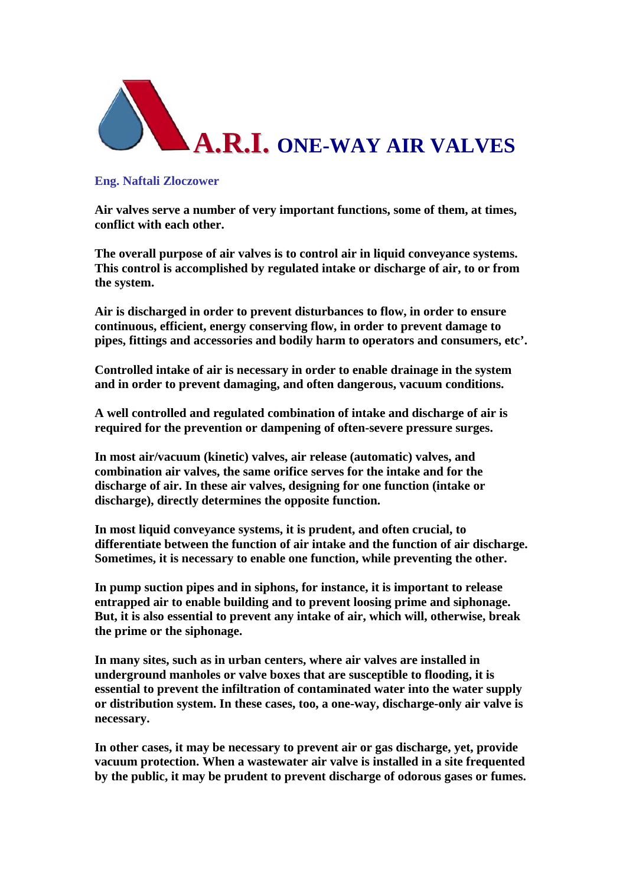# A.R.I. ONE-WAY AIR VALVES

**Eng. Naftali Zloczower**

**Air valves serve a number of very important functions, some of them, at times, conflict with each other.**

**The overall purpose of air valves is to control air in liquid conveyance systems. This control is accomplished by regulated intake or discharge of air, to or from the system.**

**Air is discharged in order to prevent disturbances to flow, in order to ensure continuous, efficient, energy conserving flow, in order to prevent damage to pipes, fittings and accessories and bodily harm to operators and consumers, etc'.**

**Controlled intake of air is necessary in order to enable drainage in the system and in order to prevent damaging, and often dangerous, vacuum conditions.**

**A well controlled and regulated combination of intake and discharge of air is required for the prevention or dampening of often-severe pressure surges.**

**In most air/vacuum (kinetic) valves, air release (automatic) valves, and combination air valves, the same orifice serves for the intake and for the discharge of air. In these air valves, designing for one function (intake or discharge), directly determines the opposite function.**

**In most liquid conveyance systems, it is prudent, and often crucial, to differentiate between the function of air intake and the function of air discharge. Sometimes, it is necessary to enable one function, while preventing the other.**

**In pump suction pipes and in siphons, for instance, it is important to release entrapped air to enable building and to prevent loosing prime and siphonage. But, it is also essential to prevent any intake of air, which will, otherwise, break the prime or the siphonage.**

**In many sites, such as in urban centers, where air valves are installed in underground manholes or valve boxes that are susceptible to flooding, it is essential to prevent the infiltration of contaminated water into the water supply or distribution system. In these cases, too, a one-way, discharge-only air valve is necessary.**

**In other cases, it may be necessary to prevent air or gas discharge, yet, provide vacuum protection. When a wastewater air valve is installed in a site frequented by the public, it may be prudent to prevent discharge of odorous gases or fumes.**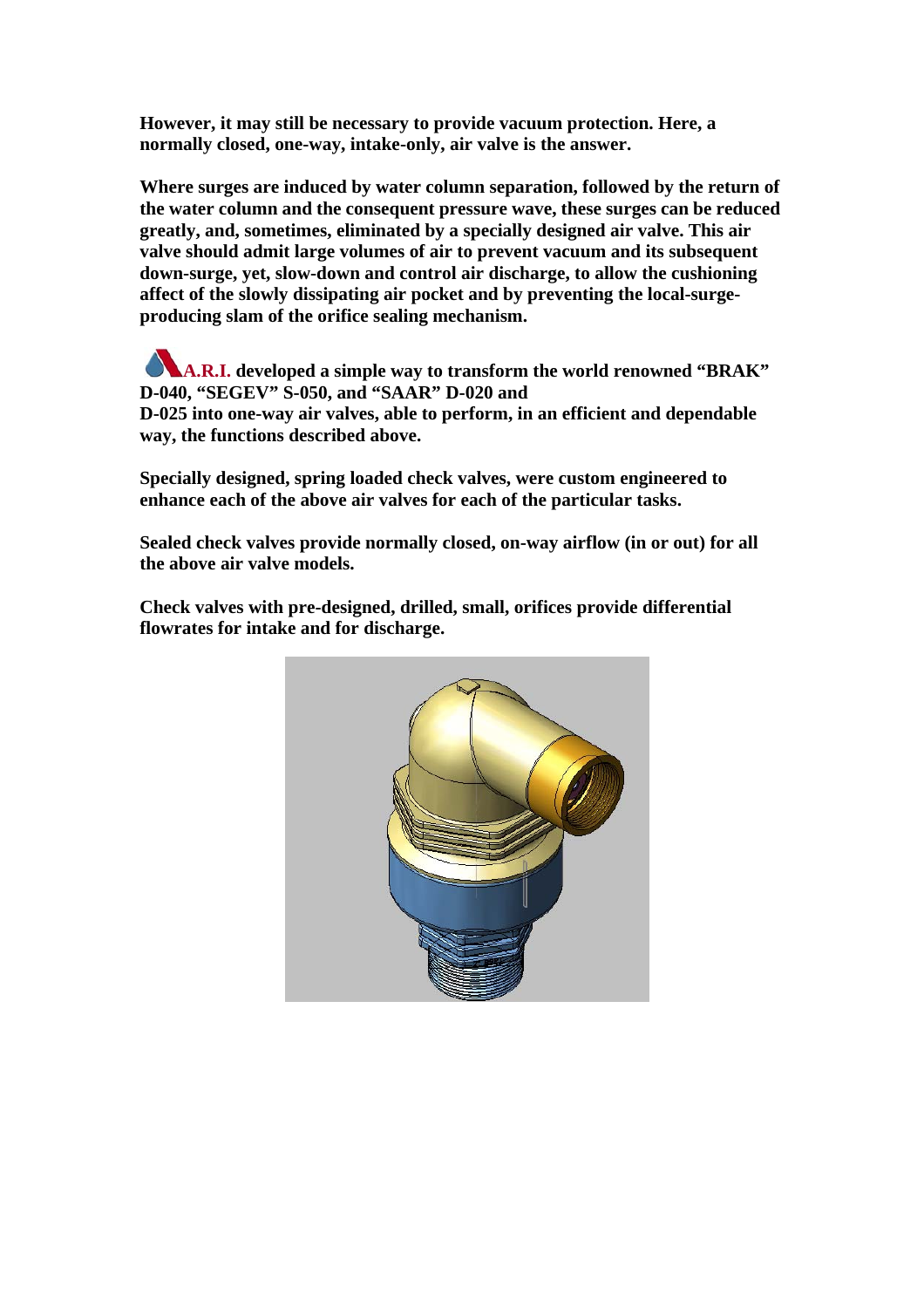**However, it may still be necessary to provide vacuum protection. Here, a normally closed, one-way, intake-only, air valve is the answer.**

**Where surges are induced by water column separation, followed by the return of the water column and the consequent pressure wave, these surges can be reduced greatly, and, sometimes, eliminated by a specially designed air valve. This air valve should admit large volumes of air to prevent vacuum and its subsequent down-surge, yet, slow-down and control air discharge, to allow the cushioning affect of the slowly dissipating air pocket and by preventing the local-surge-producing slam of the orifice sealing mechanism.**

**A.R.I. developed a simple way to transform the world renowned "BRAK" D-040, "SEGEV" S-050, and "SAAR" D-020 and D-025 into one-way air valves, able to perform, in an efficient and dependable way, the functions described above.**

**Specially designed, spring loaded check valves, were custom engineered to enhance each of the above air valves for each of the particular tasks.**

**Sealed check valves provide normally closed, on-way airflow (in or out) for all the above air valve models.**

**Check valves with pre-designed, drilled, small, orifices provide differential flowrates for intake and for discharge.**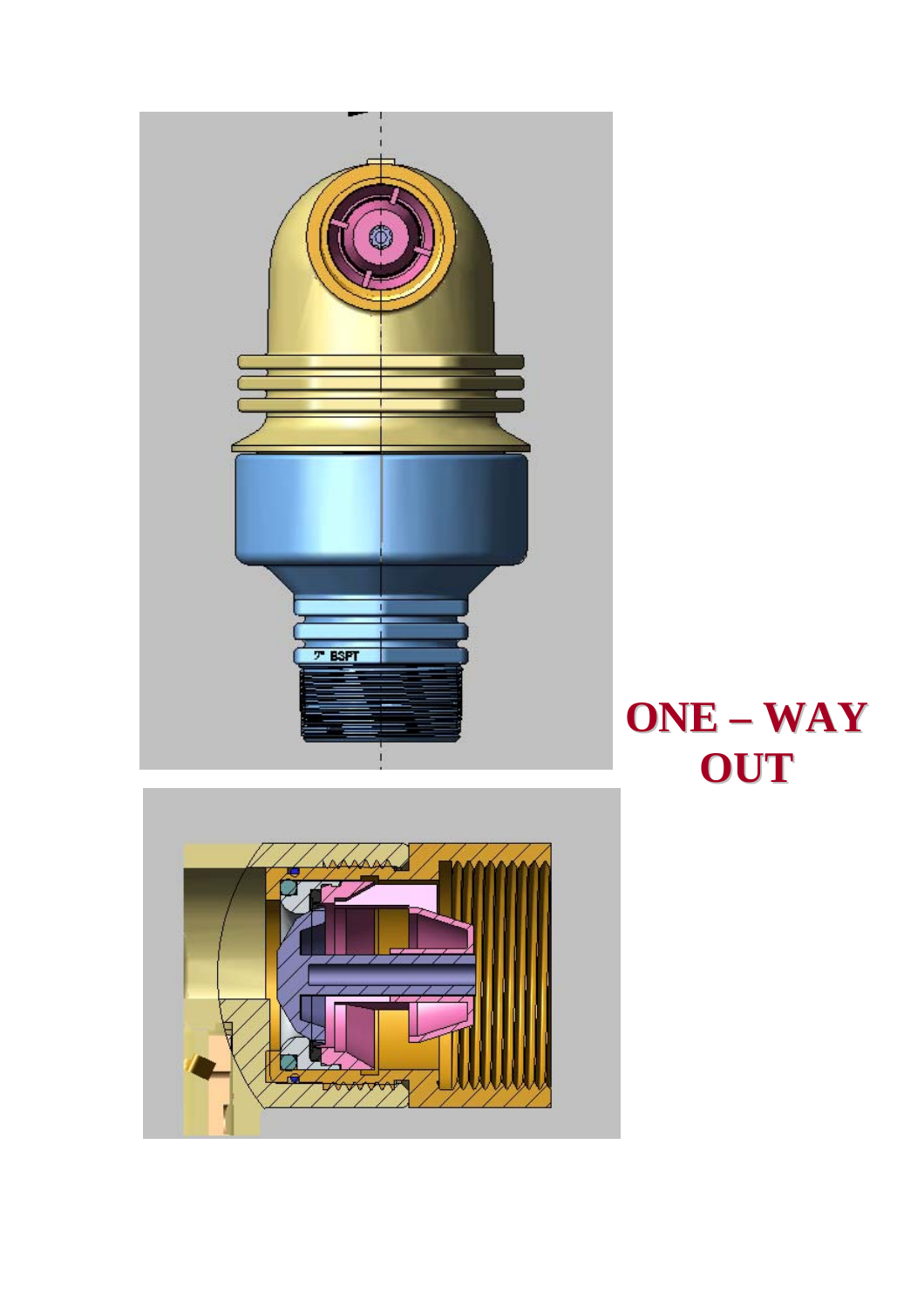# ONE – WAY OUT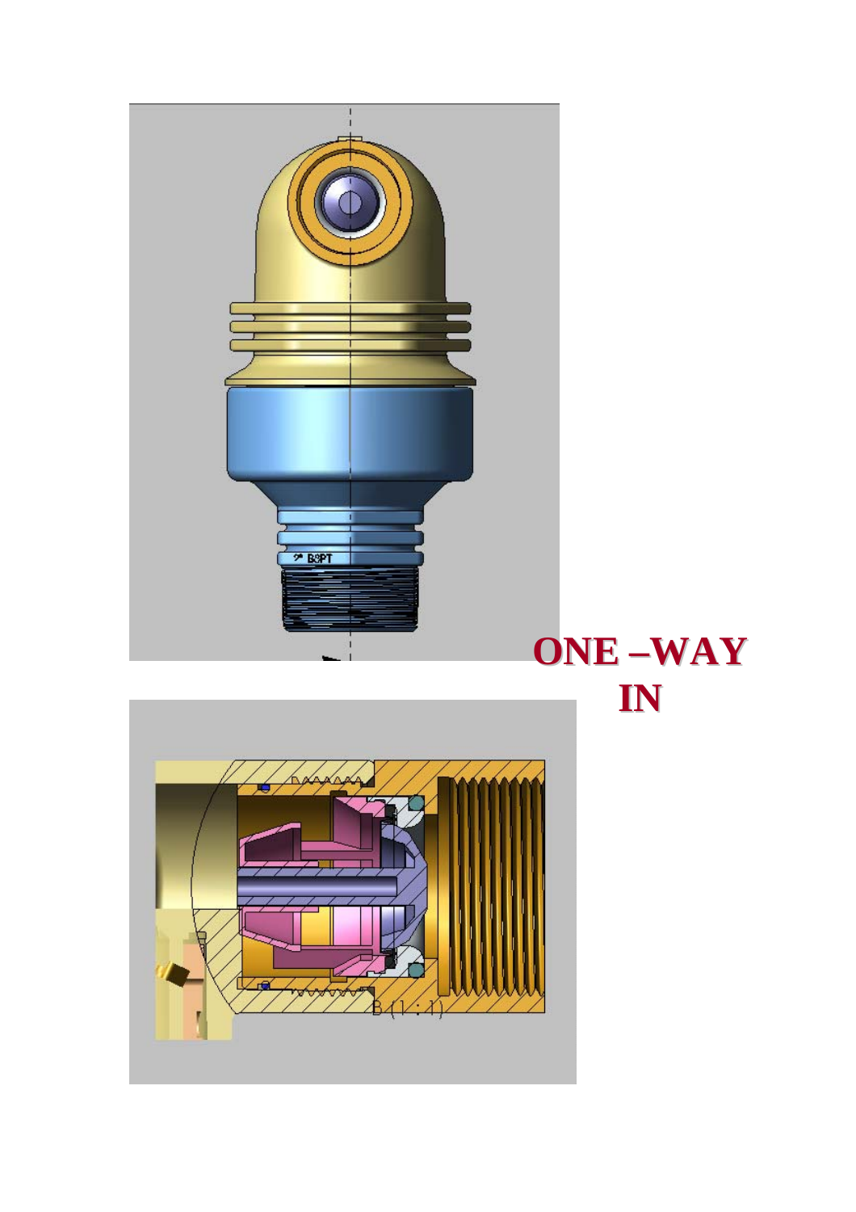**ONE –WAY IN**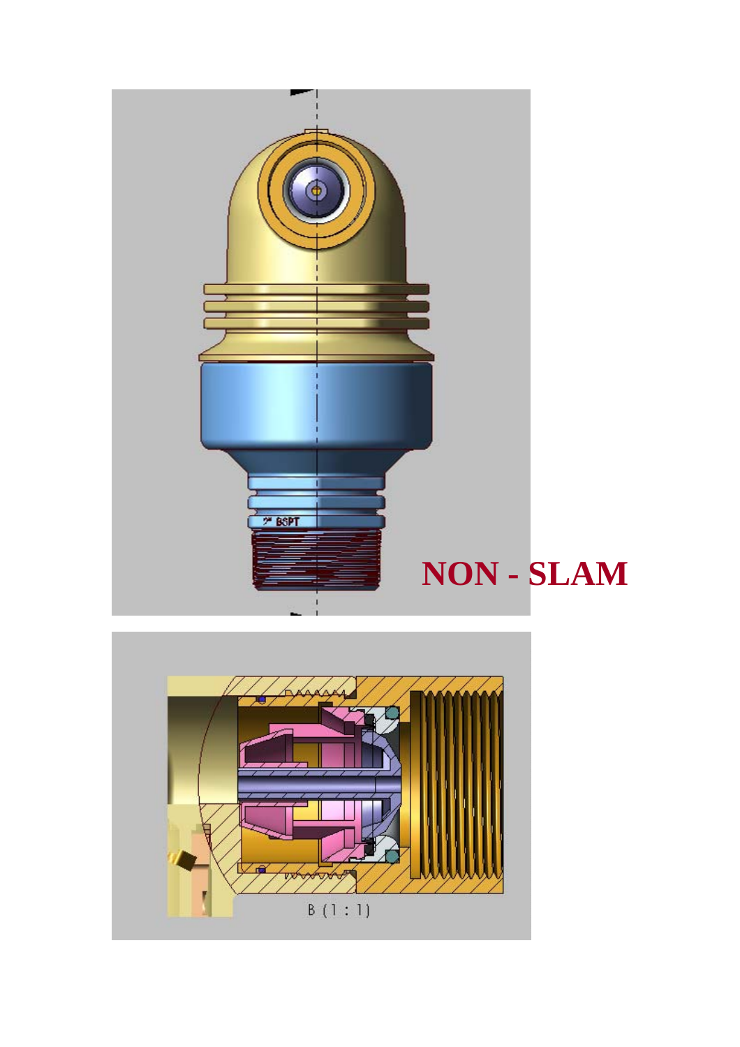**NON - SLAM**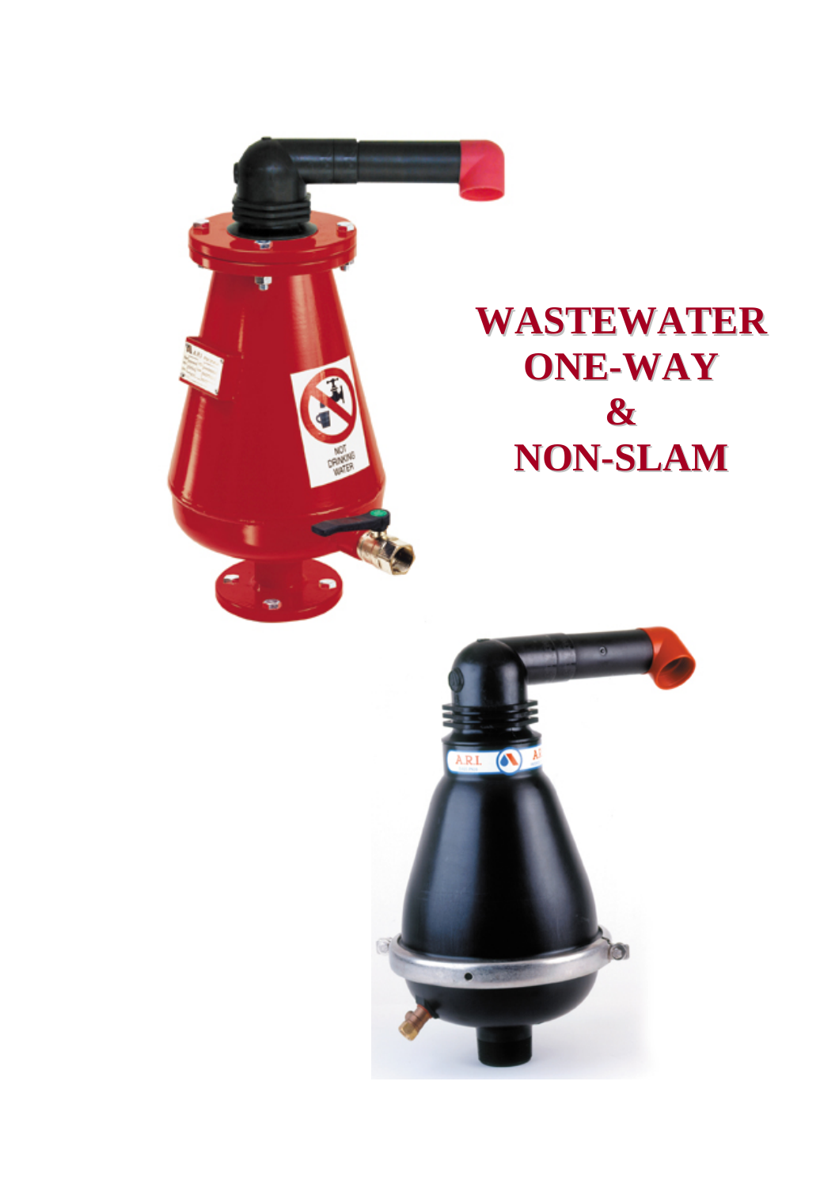# WASTEWATER ONE-WAY & NON-SLAM